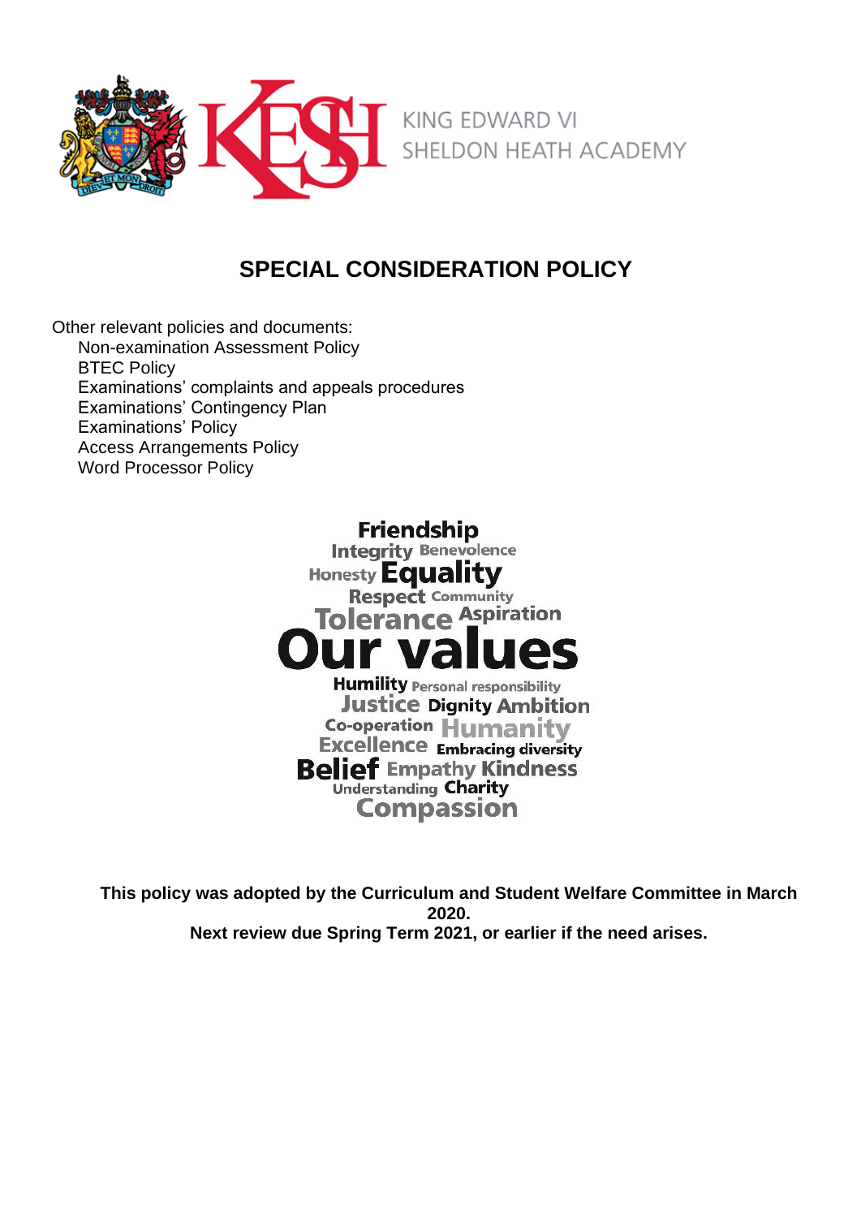KING EDWARD VI
SHELDON HEATH ACADEMY

# SPECIAL CONSIDERATION POLICY

Other relevant policies and documents:

- Non-examination Assessment Policy
- BTEC Policy
- Examinations' complaints and appeals procedures
- Examinations' Contingency Plan
- Examinations' Policy
- Access Arrangements Policy
- Word Processor Policy

Friendship Integrity Benevolence Honesty Equality Respect Community Tolerance Aspiration **Our values** Humility Personal responsibility Justice Dignity Ambition Co-operation Humanity Excellence Embracing diversity Belief Empathy Kindness Understanding Charity Compassion

**This policy was adopted by the Curriculum and Student Welfare Committee in March 2020.**
**Next review due Spring Term 2021, or earlier if the need arises.**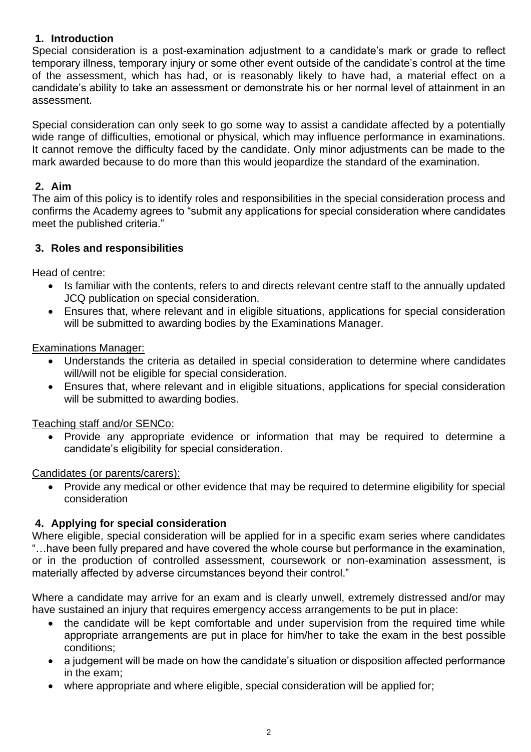## 1. Introduction

Special consideration is a post-examination adjustment to a candidate's mark or grade to reflect temporary illness, temporary injury or some other event outside of the candidate's control at the time of the assessment, which has had, or is reasonably likely to have had, a material effect on a candidate's ability to take an assessment or demonstrate his or her normal level of attainment in an assessment.

Special consideration can only seek to go some way to assist a candidate affected by a potentially wide range of difficulties, emotional or physical, which may influence performance in examinations. It cannot remove the difficulty faced by the candidate. Only minor adjustments can be made to the mark awarded because to do more than this would jeopardize the standard of the examination.

## 2. Aim

The aim of this policy is to identify roles and responsibilities in the special consideration process and confirms the Academy agrees to "submit any applications for special consideration where candidates meet the published criteria."

## 3. Roles and responsibilities

Head of centre:

- Is familiar with the contents, refers to and directs relevant centre staff to the annually updated JCQ publication on special consideration.
- Ensures that, where relevant and in eligible situations, applications for special consideration will be submitted to awarding bodies by the Examinations Manager.

Examinations Manager:

- Understands the criteria as detailed in special consideration to determine where candidates will/will not be eligible for special consideration.
- Ensures that, where relevant and in eligible situations, applications for special consideration will be submitted to awarding bodies.

Teaching staff and/or SENCo:

- Provide any appropriate evidence or information that may be required to determine a candidate's eligibility for special consideration.

Candidates (or parents/carers):

- Provide any medical or other evidence that may be required to determine eligibility for special consideration

## 4. Applying for special consideration

Where eligible, special consideration will be applied for in a specific exam series where candidates "…have been fully prepared and have covered the whole course but performance in the examination, or in the production of controlled assessment, coursework or non-examination assessment, is materially affected by adverse circumstances beyond their control."

Where a candidate may arrive for an exam and is clearly unwell, extremely distressed and/or may have sustained an injury that requires emergency access arrangements to be put in place:

- the candidate will be kept comfortable and under supervision from the required time while appropriate arrangements are put in place for him/her to take the exam in the best possible conditions;
- a judgement will be made on how the candidate's situation or disposition affected performance in the exam;
- where appropriate and where eligible, special consideration will be applied for;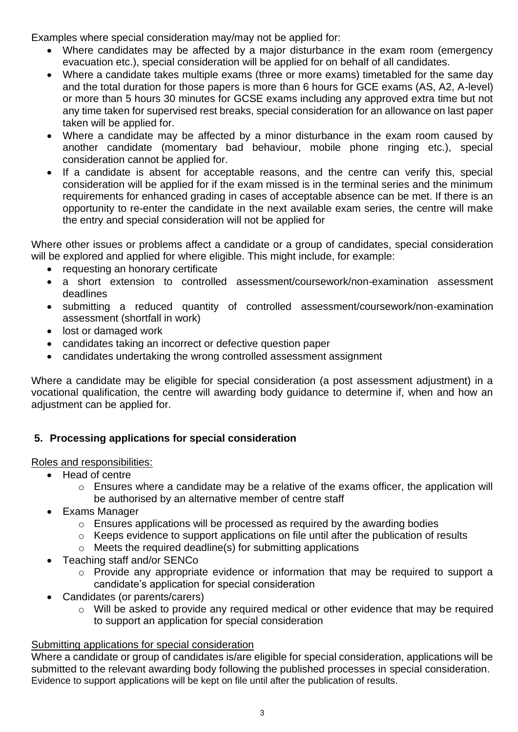Examples where special consideration may/may not be applied for:

- Where candidates may be affected by a major disturbance in the exam room (emergency evacuation etc.), special consideration will be applied for on behalf of all candidates.
- Where a candidate takes multiple exams (three or more exams) timetabled for the same day and the total duration for those papers is more than 6 hours for GCE exams (AS, A2, A-level) or more than 5 hours 30 minutes for GCSE exams including any approved extra time but not any time taken for supervised rest breaks, special consideration for an allowance on last paper taken will be applied for.
- Where a candidate may be affected by a minor disturbance in the exam room caused by another candidate (momentary bad behaviour, mobile phone ringing etc.), special consideration cannot be applied for.
- If a candidate is absent for acceptable reasons, and the centre can verify this, special consideration will be applied for if the exam missed is in the terminal series and the minimum requirements for enhanced grading in cases of acceptable absence can be met. If there is an opportunity to re-enter the candidate in the next available exam series, the centre will make the entry and special consideration will not be applied for

Where other issues or problems affect a candidate or a group of candidates, special consideration will be explored and applied for where eligible. This might include, for example:

- requesting an honorary certificate
- a short extension to controlled assessment/coursework/non-examination assessment deadlines
- submitting a reduced quantity of controlled assessment/coursework/non-examination assessment (shortfall in work)
- lost or damaged work
- candidates taking an incorrect or defective question paper
- candidates undertaking the wrong controlled assessment assignment

Where a candidate may be eligible for special consideration (a post assessment adjustment) in a vocational qualification, the centre will awarding body guidance to determine if, when and how an adjustment can be applied for.

## 5. Processing applications for special consideration

Roles and responsibilities:

- Head of centre
  - Ensures where a candidate may be a relative of the exams officer, the application will be authorised by an alternative member of centre staff
- Exams Manager
  - Ensures applications will be processed as required by the awarding bodies
  - Keeps evidence to support applications on file until after the publication of results
  - Meets the required deadline(s) for submitting applications
- Teaching staff and/or SENCo
  - Provide any appropriate evidence or information that may be required to support a candidate's application for special consideration
- Candidates (or parents/carers)
  - Will be asked to provide any required medical or other evidence that may be required to support an application for special consideration

Submitting applications for special consideration

Where a candidate or group of candidates is/are eligible for special consideration, applications will be submitted to the relevant awarding body following the published processes in special consideration. Evidence to support applications will be kept on file until after the publication of results.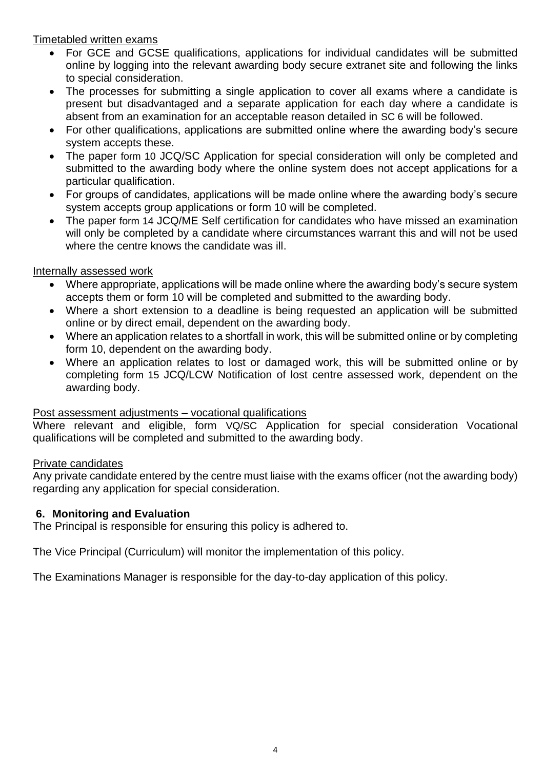Timetabled written exams

- For GCE and GCSE qualifications, applications for individual candidates will be submitted online by logging into the relevant awarding body secure extranet site and following the links to special consideration.
- The processes for submitting a single application to cover all exams where a candidate is present but disadvantaged and a separate application for each day where a candidate is absent from an examination for an acceptable reason detailed in SC 6 will be followed.
- For other qualifications, applications are submitted online where the awarding body's secure system accepts these.
- The paper form 10 JCQ/SC Application for special consideration will only be completed and submitted to the awarding body where the online system does not accept applications for a particular qualification.
- For groups of candidates, applications will be made online where the awarding body's secure system accepts group applications or form 10 will be completed.
- The paper form 14 JCQ/ME Self certification for candidates who have missed an examination will only be completed by a candidate where circumstances warrant this and will not be used where the centre knows the candidate was ill.

Internally assessed work

- Where appropriate, applications will be made online where the awarding body's secure system accepts them or form 10 will be completed and submitted to the awarding body.
- Where a short extension to a deadline is being requested an application will be submitted online or by direct email, dependent on the awarding body.
- Where an application relates to a shortfall in work, this will be submitted online or by completing form 10, dependent on the awarding body.
- Where an application relates to lost or damaged work, this will be submitted online or by completing form 15 JCQ/LCW Notification of lost centre assessed work, dependent on the awarding body.

Post assessment adjustments – vocational qualifications

Where relevant and eligible, form VQ/SC Application for special consideration Vocational qualifications will be completed and submitted to the awarding body.

Private candidates

Any private candidate entered by the centre must liaise with the exams officer (not the awarding body) regarding any application for special consideration.

## 6. Monitoring and Evaluation

The Principal is responsible for ensuring this policy is adhered to.

The Vice Principal (Curriculum) will monitor the implementation of this policy.

The Examinations Manager is responsible for the day-to-day application of this policy.